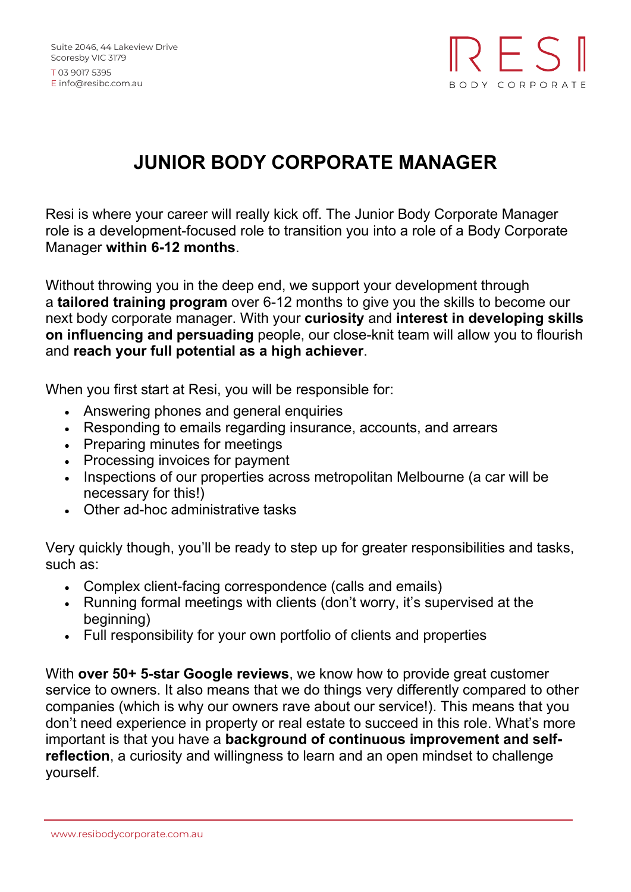Suite 2046, 44 Lakeview Drive
Scoresby VIC 3179

T 03 9017 5395
E info@resibc.com.au

RESI
BODY CORPORATE

# JUNIOR BODY CORPORATE MANAGER

Resi is where your career will really kick off. The Junior Body Corporate Manager role is a development-focused role to transition you into a role of a Body Corporate Manager **within 6-12 months**.

Without throwing you in the deep end, we support your development through a **tailored training program** over 6-12 months to give you the skills to become our next body corporate manager. With your **curiosity** and **interest in developing skills on influencing and persuading** people, our close-knit team will allow you to flourish and **reach your full potential as a high achiever**.

When you first start at Resi, you will be responsible for:

- Answering phones and general enquiries
- Responding to emails regarding insurance, accounts, and arrears
- Preparing minutes for meetings
- Processing invoices for payment
- Inspections of our properties across metropolitan Melbourne (a car will be necessary for this!)
- Other ad-hoc administrative tasks

Very quickly though, you'll be ready to step up for greater responsibilities and tasks, such as:

- Complex client-facing correspondence (calls and emails)
- Running formal meetings with clients (don't worry, it's supervised at the beginning)
- Full responsibility for your own portfolio of clients and properties

With **over 50+ 5-star Google reviews**, we know how to provide great customer service to owners. It also means that we do things very differently compared to other companies (which is why our owners rave about our service!). This means that you don't need experience in property or real estate to succeed in this role. What's more important is that you have a **background of continuous improvement and self-reflection**, a curiosity and willingness to learn and an open mindset to challenge yourself.

www.resibodycorporate.com.au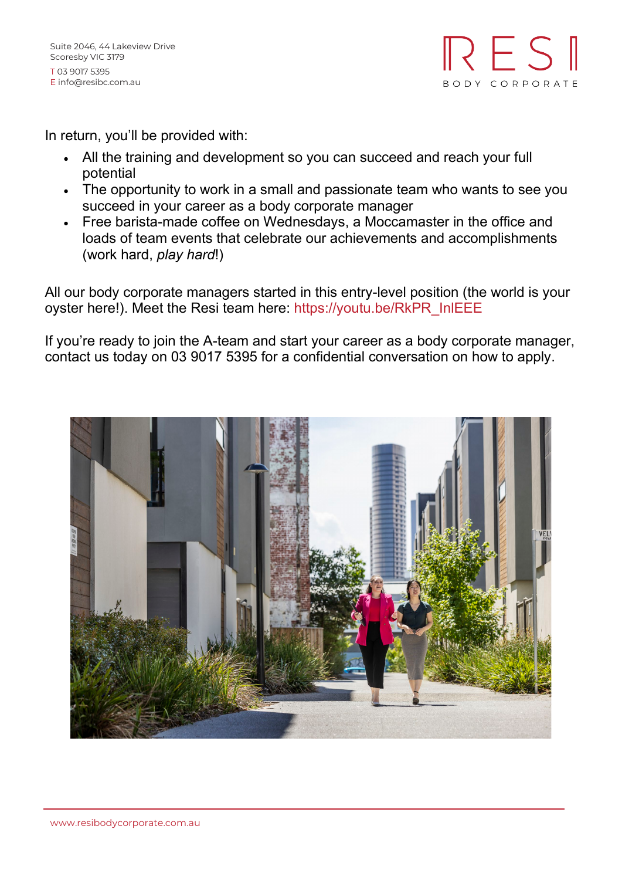In return, you'll be provided with:

- All the training and development so you can succeed and reach your full potential
- The opportunity to work in a small and passionate team who wants to see you succeed in your career as a body corporate manager
- Free barista-made coffee on Wednesdays, a Moccamaster in the office and loads of team events that celebrate our achievements and accomplishments (work hard, *play hard*!)

All our body corporate managers started in this entry-level position (the world is your oyster here!). Meet the Resi team here: https://youtu.be/RkPR_InlEEE

If you're ready to join the A-team and start your career as a body corporate manager, contact us today on 03 9017 5395 for a confidential conversation on how to apply.